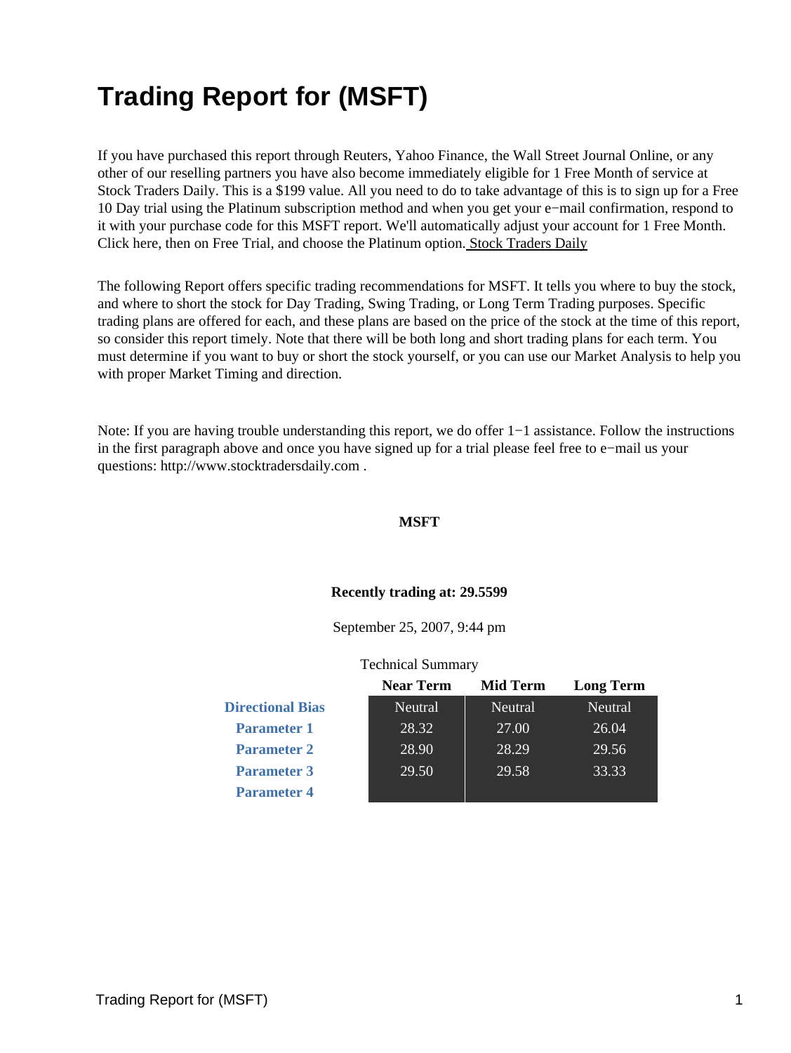# Trading Report for (MSFT)

If you have purchased this report through Reuters, Yahoo Finance, the Wall Street Journal Online, or any other of our reselling partners you have also become immediately eligible for 1 Free Month of service at Stock Traders Daily. This is a $199 value. All you need to do to take advantage of this is to sign up for a Free 10 Day trial using the Platinum subscription method and when you get your e−mail confirmation, respond to it with your purchase code for this MSFT report. We'll automatically adjust your account for 1 Free Month. Click here, then on Free Trial, and choose the Platinum option. Stock Traders Daily

The following Report offers specific trading recommendations for MSFT. It tells you where to buy the stock, and where to short the stock for Day Trading, Swing Trading, or Long Term Trading purposes. Specific trading plans are offered for each, and these plans are based on the price of the stock at the time of this report, so consider this report timely. Note that there will be both long and short trading plans for each term. You must determine if you want to buy or short the stock yourself, or you can use our Market Analysis to help you with proper Market Timing and direction.

Note: If you are having trouble understanding this report, we do offer 1−1 assistance. Follow the instructions in the first paragraph above and once you have signed up for a trial please feel free to e−mail us your questions: http://www.stocktradersdaily.com .

**MSFT**

**Recently trading at: 29.5599**

September 25, 2007, 9:44 pm

Technical Summary

| | Near Term | Mid Term | Long Term |
|---|---|---|---|
| **Directional Bias** | Neutral | Neutral | Neutral |
| **Parameter 1** | 28.32 | 27.00 | 26.04 |
| **Parameter 2** | 28.90 | 28.29 | 29.56 |
| **Parameter 3** | 29.50 | 29.58 | 33.33 |
| **Parameter 4** | | | |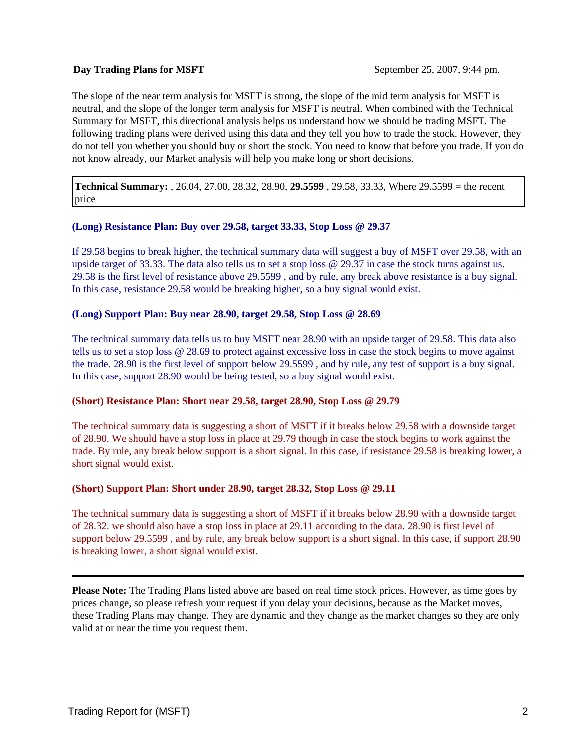**Day Trading Plans for MSFT** September 25, 2007, 9:44 pm.

The slope of the near term analysis for MSFT is strong, the slope of the mid term analysis for MSFT is neutral, and the slope of the longer term analysis for MSFT is neutral. When combined with the Technical Summary for MSFT, this directional analysis helps us understand how we should be trading MSFT. The following trading plans were derived using this data and they tell you how to trade the stock. However, they do not tell you whether you should buy or short the stock. You need to know that before you trade. If you do not know already, our Market analysis will help you make long or short decisions.

**Technical Summary:** , 26.04, 27.00, 28.32, 28.90, **29.5599** , 29.58, 33.33, Where 29.5599 = the recent price

**(Long) Resistance Plan: Buy over 29.58, target 33.33, Stop Loss @ 29.37**

If 29.58 begins to break higher, the technical summary data will suggest a buy of MSFT over 29.58, with an upside target of 33.33. The data also tells us to set a stop loss @ 29.37 in case the stock turns against us. 29.58 is the first level of resistance above 29.5599 , and by rule, any break above resistance is a buy signal. In this case, resistance 29.58 would be breaking higher, so a buy signal would exist.

**(Long) Support Plan: Buy near 28.90, target 29.58, Stop Loss @ 28.69**

The technical summary data tells us to buy MSFT near 28.90 with an upside target of 29.58. This data also tells us to set a stop loss @ 28.69 to protect against excessive loss in case the stock begins to move against the trade. 28.90 is the first level of support below 29.5599 , and by rule, any test of support is a buy signal. In this case, support 28.90 would be being tested, so a buy signal would exist.

**(Short) Resistance Plan: Short near 29.58, target 28.90, Stop Loss @ 29.79**

The technical summary data is suggesting a short of MSFT if it breaks below 29.58 with a downside target of 28.90. We should have a stop loss in place at 29.79 though in case the stock begins to work against the trade. By rule, any break below support is a short signal. In this case, if resistance 29.58 is breaking lower, a short signal would exist.

**(Short) Support Plan: Short under 28.90, target 28.32, Stop Loss @ 29.11**

The technical summary data is suggesting a short of MSFT if it breaks below 28.90 with a downside target of 28.32. we should also have a stop loss in place at 29.11 according to the data. 28.90 is first level of support below 29.5599 , and by rule, any break below support is a short signal. In this case, if support 28.90 is breaking lower, a short signal would exist.

---

**Please Note:** The Trading Plans listed above are based on real time stock prices. However, as time goes by prices change, so please refresh your request if you delay your decisions, because as the Market moves, these Trading Plans may change. They are dynamic and they change as the market changes so they are only valid at or near the time you request them.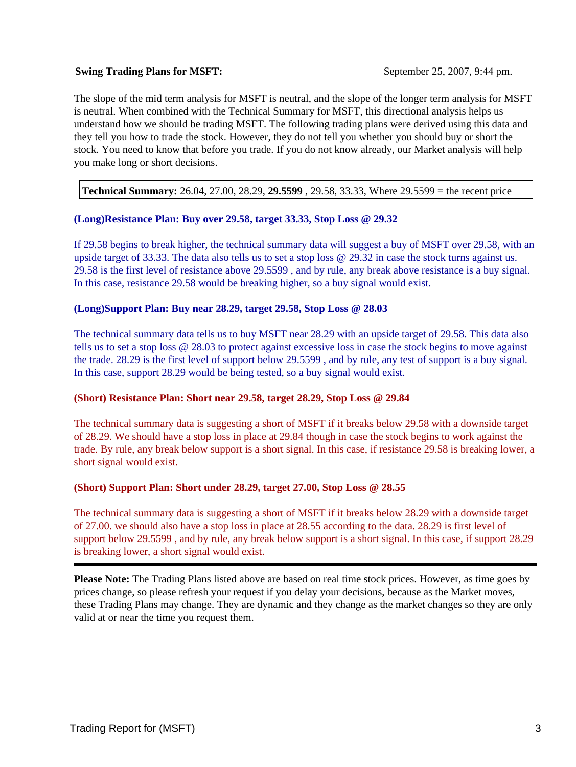**Swing Trading Plans for MSFT:** September 25, 2007, 9:44 pm.

The slope of the mid term analysis for MSFT is neutral, and the slope of the longer term analysis for MSFT is neutral. When combined with the Technical Summary for MSFT, this directional analysis helps us understand how we should be trading MSFT. The following trading plans were derived using this data and they tell you how to trade the stock. However, they do not tell you whether you should buy or short the stock. You need to know that before you trade. If you do not know already, our Market analysis will help you make long or short decisions.

**Technical Summary:** 26.04, 27.00, 28.29, **29.5599** , 29.58, 33.33, Where 29.5599 = the recent price

**(Long)Resistance Plan: Buy over 29.58, target 33.33, Stop Loss @ 29.32**

If 29.58 begins to break higher, the technical summary data will suggest a buy of MSFT over 29.58, with an upside target of 33.33. The data also tells us to set a stop loss @ 29.32 in case the stock turns against us. 29.58 is the first level of resistance above 29.5599 , and by rule, any break above resistance is a buy signal. In this case, resistance 29.58 would be breaking higher, so a buy signal would exist.

**(Long)Support Plan: Buy near 28.29, target 29.58, Stop Loss @ 28.03**

The technical summary data tells us to buy MSFT near 28.29 with an upside target of 29.58. This data also tells us to set a stop loss @ 28.03 to protect against excessive loss in case the stock begins to move against the trade. 28.29 is the first level of support below 29.5599 , and by rule, any test of support is a buy signal. In this case, support 28.29 would be being tested, so a buy signal would exist.

**(Short) Resistance Plan: Short near 29.58, target 28.29, Stop Loss @ 29.84**

The technical summary data is suggesting a short of MSFT if it breaks below 29.58 with a downside target of 28.29. We should have a stop loss in place at 29.84 though in case the stock begins to work against the trade. By rule, any break below support is a short signal. In this case, if resistance 29.58 is breaking lower, a short signal would exist.

**(Short) Support Plan: Short under 28.29, target 27.00, Stop Loss @ 28.55**

The technical summary data is suggesting a short of MSFT if it breaks below 28.29 with a downside target of 27.00. we should also have a stop loss in place at 28.55 according to the data. 28.29 is first level of support below 29.5599 , and by rule, any break below support is a short signal. In this case, if support 28.29 is breaking lower, a short signal would exist.

---

**Please Note:** The Trading Plans listed above are based on real time stock prices. However, as time goes by prices change, so please refresh your request if you delay your decisions, because as the Market moves, these Trading Plans may change. They are dynamic and they change as the market changes so they are only valid at or near the time you request them.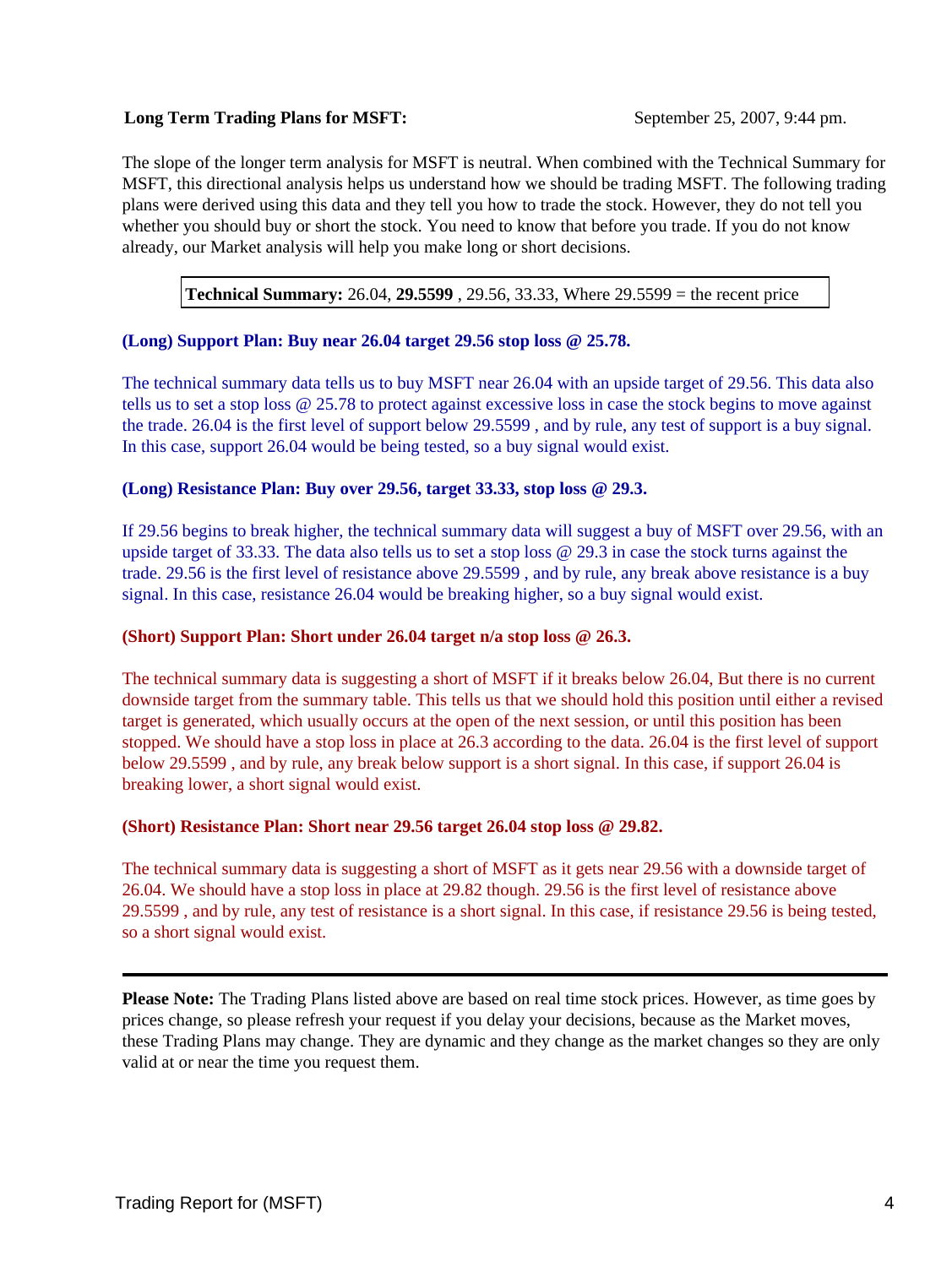**Long Term Trading Plans for MSFT:** September 25, 2007, 9:44 pm.

The slope of the longer term analysis for MSFT is neutral. When combined with the Technical Summary for MSFT, this directional analysis helps us understand how we should be trading MSFT. The following trading plans were derived using this data and they tell you how to trade the stock. However, they do not tell you whether you should buy or short the stock. You need to know that before you trade. If you do not know already, our Market analysis will help you make long or short decisions.

**Technical Summary:** 26.04, **29.5599** , 29.56, 33.33, Where 29.5599 = the recent price

**(Long) Support Plan: Buy near 26.04 target 29.56 stop loss @ 25.78.**

The technical summary data tells us to buy MSFT near 26.04 with an upside target of 29.56. This data also tells us to set a stop loss @ 25.78 to protect against excessive loss in case the stock begins to move against the trade. 26.04 is the first level of support below 29.5599 , and by rule, any test of support is a buy signal. In this case, support 26.04 would be being tested, so a buy signal would exist.

**(Long) Resistance Plan: Buy over 29.56, target 33.33, stop loss @ 29.3.**

If 29.56 begins to break higher, the technical summary data will suggest a buy of MSFT over 29.56, with an upside target of 33.33. The data also tells us to set a stop loss @ 29.3 in case the stock turns against the trade. 29.56 is the first level of resistance above 29.5599 , and by rule, any break above resistance is a buy signal. In this case, resistance 26.04 would be breaking higher, so a buy signal would exist.

**(Short) Support Plan: Short under 26.04 target n/a stop loss @ 26.3.**

The technical summary data is suggesting a short of MSFT if it breaks below 26.04, But there is no current downside target from the summary table. This tells us that we should hold this position until either a revised target is generated, which usually occurs at the open of the next session, or until this position has been stopped. We should have a stop loss in place at 26.3 according to the data. 26.04 is the first level of support below 29.5599 , and by rule, any break below support is a short signal. In this case, if support 26.04 is breaking lower, a short signal would exist.

**(Short) Resistance Plan: Short near 29.56 target 26.04 stop loss @ 29.82.**

The technical summary data is suggesting a short of MSFT as it gets near 29.56 with a downside target of 26.04. We should have a stop loss in place at 29.82 though. 29.56 is the first level of resistance above 29.5599 , and by rule, any test of resistance is a short signal. In this case, if resistance 29.56 is being tested, so a short signal would exist.

---

**Please Note:** The Trading Plans listed above are based on real time stock prices. However, as time goes by prices change, so please refresh your request if you delay your decisions, because as the Market moves, these Trading Plans may change. They are dynamic and they change as the market changes so they are only valid at or near the time you request them.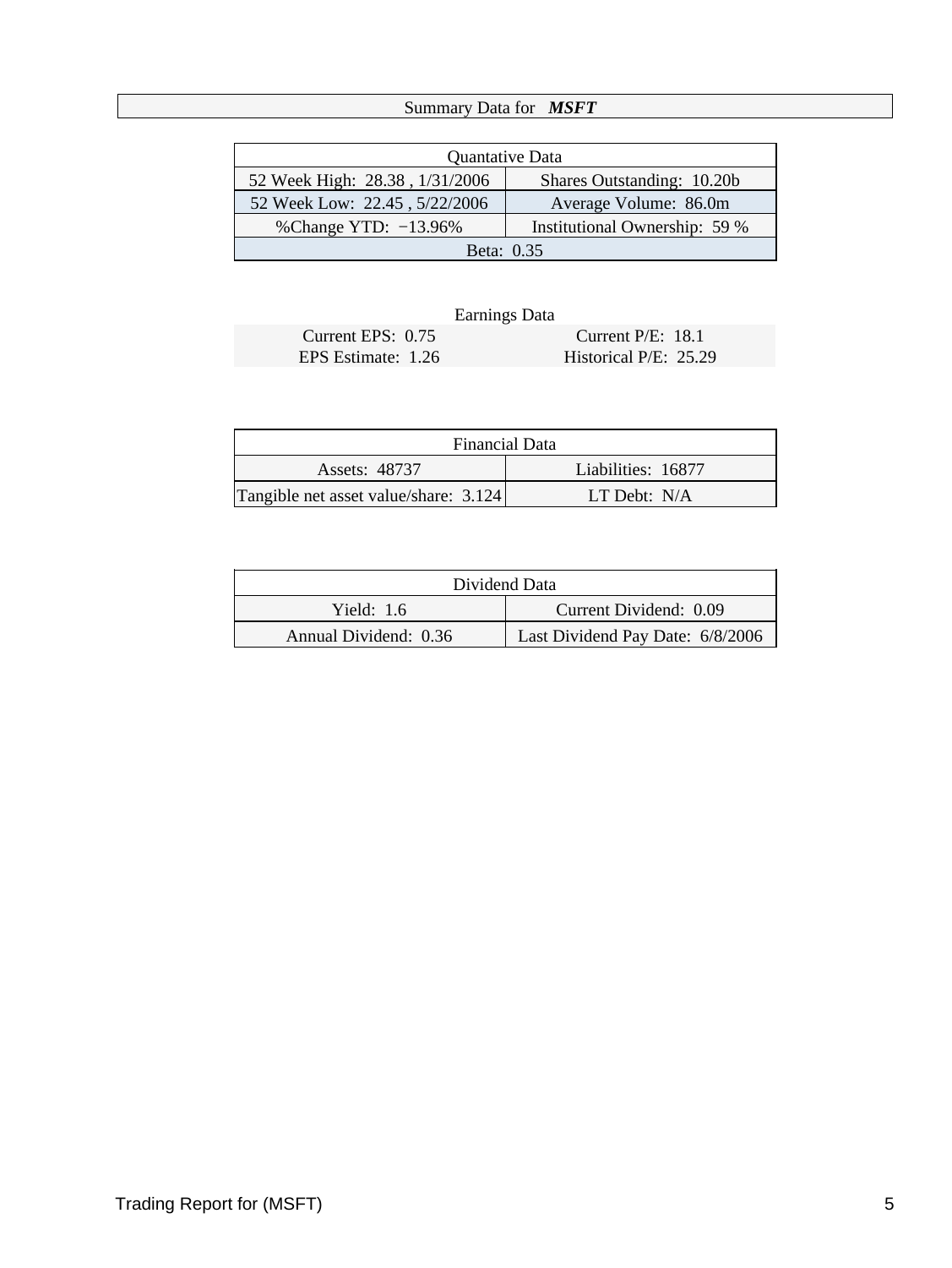# Summary Data for ***MSFT***

| Quantative Data | |
|---|---|
| 52 Week High: 28.38 , 1/31/2006 | Shares Outstanding: 10.20b |
| 52 Week Low: 22.45 , 5/22/2006 | Average Volume: 86.0m |
| %Change YTD: −13.96% | Institutional Ownership: 59 % |
| Beta: 0.35 | |

| Earnings Data | |
|---|---|
| Current EPS: 0.75 | Current P/E: 18.1 |
| EPS Estimate: 1.26 | Historical P/E: 25.29 |

| Financial Data | |
|---|---|
| Assets: 48737 | Liabilities: 16877 |
| Tangible net asset value/share: 3.124 | LT Debt: N/A |

| Dividend Data | |
|---|---|
| Yield: 1.6 | Current Dividend: 0.09 |
| Annual Dividend: 0.36 | Last Dividend Pay Date: 6/8/2006 |